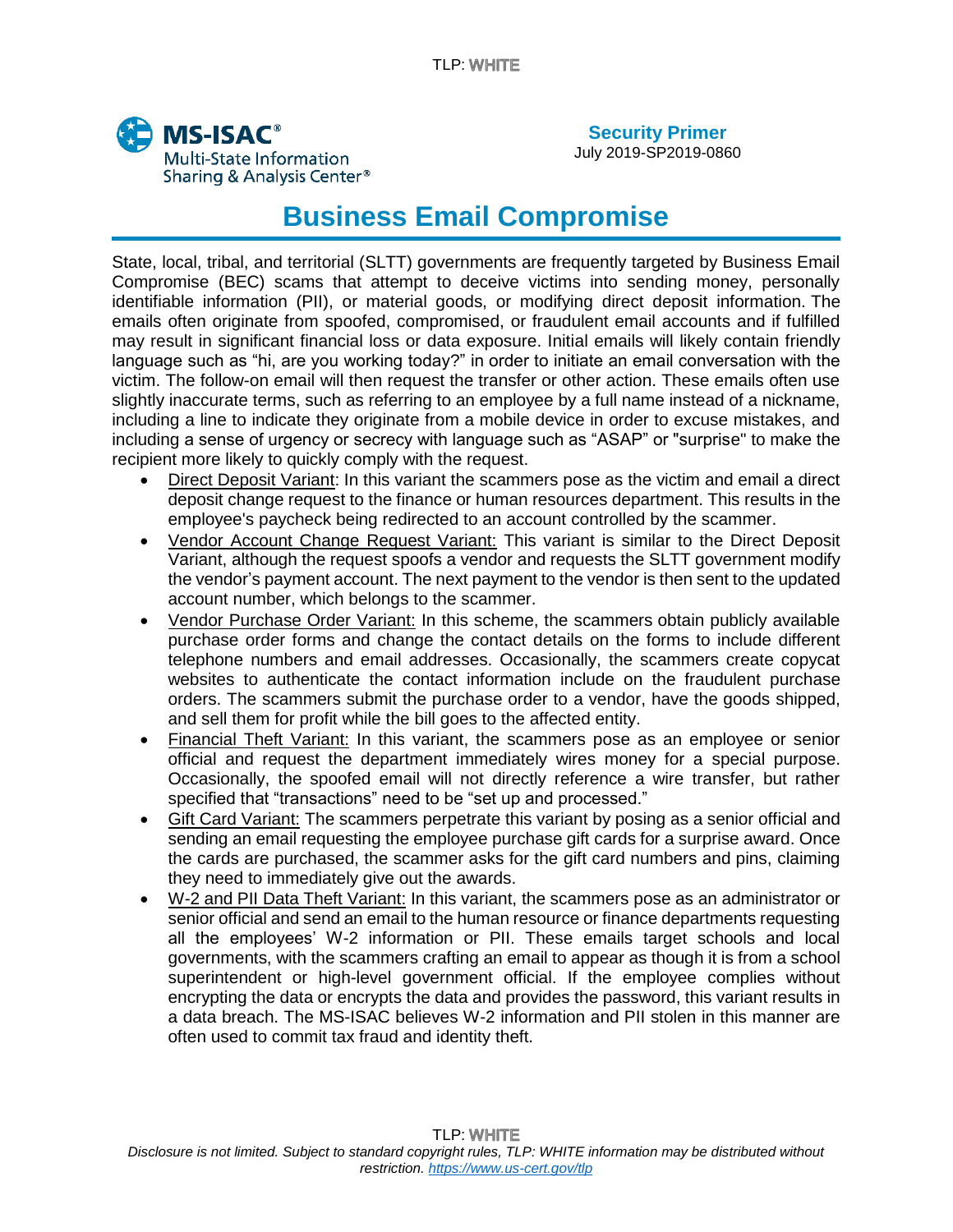TLP: WHITE

**MS-ISAC®**
Multi-State Information Sharing & Analysis Center®

**Security Primer**
July 2019-SP2019-0860

# Business Email Compromise

State, local, tribal, and territorial (SLTT) governments are frequently targeted by Business Email Compromise (BEC) scams that attempt to deceive victims into sending money, personally identifiable information (PII), or material goods, or modifying direct deposit information. The emails often originate from spoofed, compromised, or fraudulent email accounts and if fulfilled may result in significant financial loss or data exposure. Initial emails will likely contain friendly language such as "hi, are you working today?" in order to initiate an email conversation with the victim. The follow-on email will then request the transfer or other action. These emails often use slightly inaccurate terms, such as referring to an employee by a full name instead of a nickname, including a line to indicate they originate from a mobile device in order to excuse mistakes, and including a sense of urgency or secrecy with language such as "ASAP" or "surprise" to make the recipient more likely to quickly comply with the request.

- Direct Deposit Variant: In this variant the scammers pose as the victim and email a direct deposit change request to the finance or human resources department. This results in the employee's paycheck being redirected to an account controlled by the scammer.
- Vendor Account Change Request Variant: This variant is similar to the Direct Deposit Variant, although the request spoofs a vendor and requests the SLTT government modify the vendor's payment account. The next payment to the vendor is then sent to the updated account number, which belongs to the scammer.
- Vendor Purchase Order Variant: In this scheme, the scammers obtain publicly available purchase order forms and change the contact details on the forms to include different telephone numbers and email addresses. Occasionally, the scammers create copycat websites to authenticate the contact information include on the fraudulent purchase orders. The scammers submit the purchase order to a vendor, have the goods shipped, and sell them for profit while the bill goes to the affected entity.
- Financial Theft Variant: In this variant, the scammers pose as an employee or senior official and request the department immediately wires money for a special purpose. Occasionally, the spoofed email will not directly reference a wire transfer, but rather specified that "transactions" need to be "set up and processed."
- Gift Card Variant: The scammers perpetrate this variant by posing as a senior official and sending an email requesting the employee purchase gift cards for a surprise award. Once the cards are purchased, the scammer asks for the gift card numbers and pins, claiming they need to immediately give out the awards.
- W-2 and PII Data Theft Variant: In this variant, the scammers pose as an administrator or senior official and send an email to the human resource or finance departments requesting all the employees' W-2 information or PII. These emails target schools and local governments, with the scammers crafting an email to appear as though it is from a school superintendent or high-level government official. If the employee complies without encrypting the data or encrypts the data and provides the password, this variant results in a data breach. The MS-ISAC believes W-2 information and PII stolen in this manner are often used to commit tax fraud and identity theft.

TLP: WHITE

*Disclosure is not limited. Subject to standard copyright rules, TLP: WHITE information may be distributed without restriction. https://www.us-cert.gov/tlp*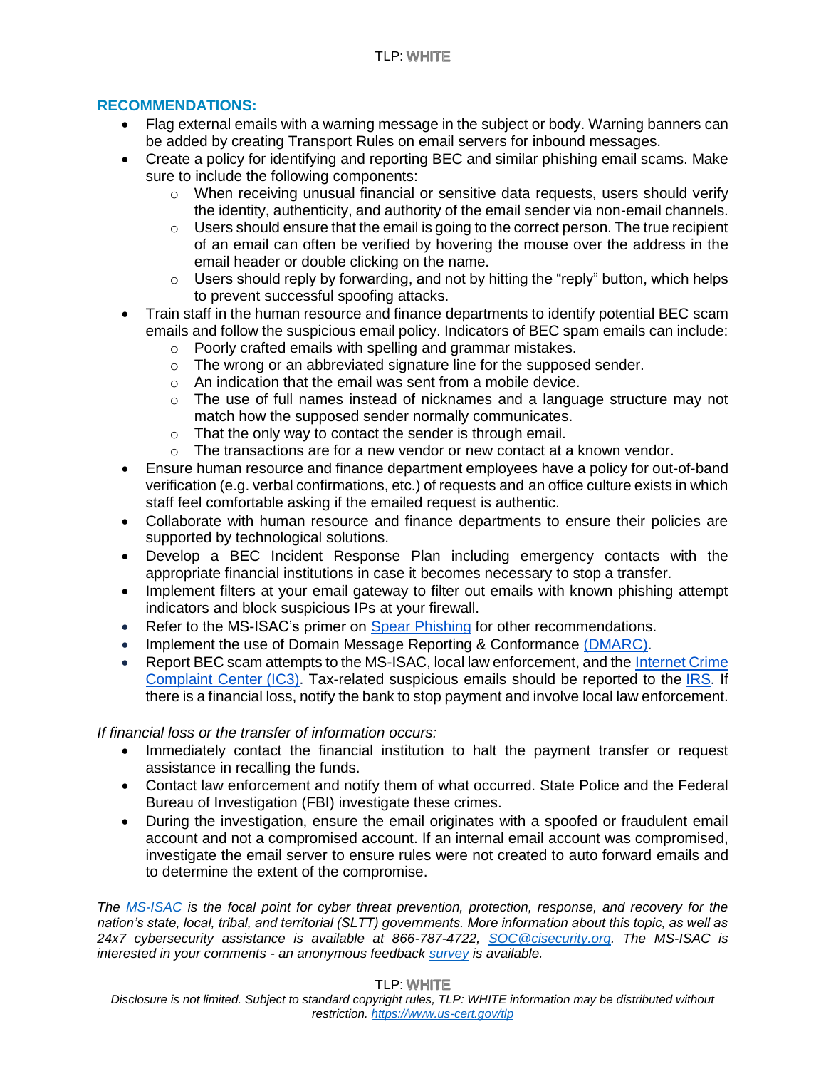**RECOMMENDATIONS:**

- Flag external emails with a warning message in the subject or body. Warning banners can be added by creating Transport Rules on email servers for inbound messages.
- Create a policy for identifying and reporting BEC and similar phishing email scams. Make sure to include the following components:
  - When receiving unusual financial or sensitive data requests, users should verify the identity, authenticity, and authority of the email sender via non-email channels.
  - Users should ensure that the email is going to the correct person. The true recipient of an email can often be verified by hovering the mouse over the address in the email header or double clicking on the name.
  - Users should reply by forwarding, and not by hitting the "reply" button, which helps to prevent successful spoofing attacks.
- Train staff in the human resource and finance departments to identify potential BEC scam emails and follow the suspicious email policy. Indicators of BEC spam emails can include:
  - Poorly crafted emails with spelling and grammar mistakes.
  - The wrong or an abbreviated signature line for the supposed sender.
  - An indication that the email was sent from a mobile device.
  - The use of full names instead of nicknames and a language structure may not match how the supposed sender normally communicates.
  - That the only way to contact the sender is through email.
  - The transactions are for a new vendor or new contact at a known vendor.
- Ensure human resource and finance department employees have a policy for out-of-band verification (e.g. verbal confirmations, etc.) of requests and an office culture exists in which staff feel comfortable asking if the emailed request is authentic.
- Collaborate with human resource and finance departments to ensure their policies are supported by technological solutions.
- Develop a BEC Incident Response Plan including emergency contacts with the appropriate financial institutions in case it becomes necessary to stop a transfer.
- Implement filters at your email gateway to filter out emails with known phishing attempt indicators and block suspicious IPs at your firewall.
- Refer to the MS-ISAC's primer on Spear Phishing for other recommendations.
- Implement the use of Domain Message Reporting & Conformance (DMARC).
- Report BEC scam attempts to the MS-ISAC, local law enforcement, and the Internet Crime Complaint Center (IC3). Tax-related suspicious emails should be reported to the IRS. If there is a financial loss, notify the bank to stop payment and involve local law enforcement.

*If financial loss or the transfer of information occurs:*

- Immediately contact the financial institution to halt the payment transfer or request assistance in recalling the funds.
- Contact law enforcement and notify them of what occurred. State Police and the Federal Bureau of Investigation (FBI) investigate these crimes.
- During the investigation, ensure the email originates with a spoofed or fraudulent email account and not a compromised account. If an internal email account was compromised, investigate the email server to ensure rules were not created to auto forward emails and to determine the extent of the compromise.

*The MS-ISAC is the focal point for cyber threat prevention, protection, response, and recovery for the nation's state, local, tribal, and territorial (SLTT) governments. More information about this topic, as well as 24x7 cybersecurity assistance is available at 866-787-4722, SOC@cisecurity.org. The MS-ISAC is interested in your comments - an anonymous feedback survey is available.*

TLP: WHITE

*Disclosure is not limited. Subject to standard copyright rules, TLP: WHITE information may be distributed without restriction. https://www.us-cert.gov/tlp*